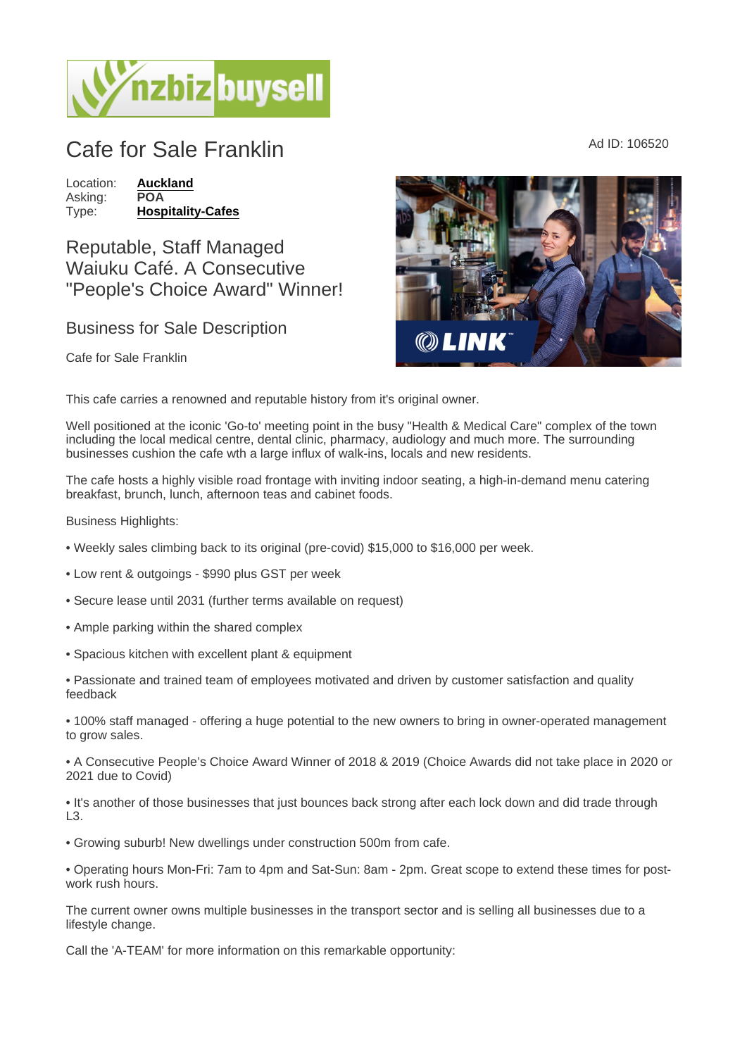# Cafe for Sale Franklin

Ad ID: 106520

Location: **Auckland**
Asking: **POA**
Type: **Hospitality-Cafes**

## Reputable, Staff Managed Waiuku Café. A Consecutive "People's Choice Award" Winner!

### Business for Sale Description

Cafe for Sale Franklin

This cafe carries a renowned and reputable history from it's original owner.

Well positioned at the iconic 'Go-to' meeting point in the busy "Health & Medical Care" complex of the town including the local medical centre, dental clinic, pharmacy, audiology and much more. The surrounding businesses cushion the cafe wth a large influx of walk-ins, locals and new residents.

The cafe hosts a highly visible road frontage with inviting indoor seating, a high-in-demand menu catering breakfast, brunch, lunch, afternoon teas and cabinet foods.

Business Highlights:

• Weekly sales climbing back to its original (pre-covid) $15,000 to $16,000 per week.

• Low rent & outgoings - $990 plus GST per week

• Secure lease until 2031 (further terms available on request)

• Ample parking within the shared complex

• Spacious kitchen with excellent plant & equipment

• Passionate and trained team of employees motivated and driven by customer satisfaction and quality feedback

• 100% staff managed - offering a huge potential to the new owners to bring in owner-operated management to grow sales.

• A Consecutive People's Choice Award Winner of 2018 & 2019 (Choice Awards did not take place in 2020 or 2021 due to Covid)

• It's another of those businesses that just bounces back strong after each lock down and did trade through L3.

• Growing suburb! New dwellings under construction 500m from cafe.

• Operating hours Mon-Fri: 7am to 4pm and Sat-Sun: 8am - 2pm. Great scope to extend these times for post-work rush hours.

The current owner owns multiple businesses in the transport sector and is selling all businesses due to a lifestyle change.

Call the 'A-TEAM' for more information on this remarkable opportunity: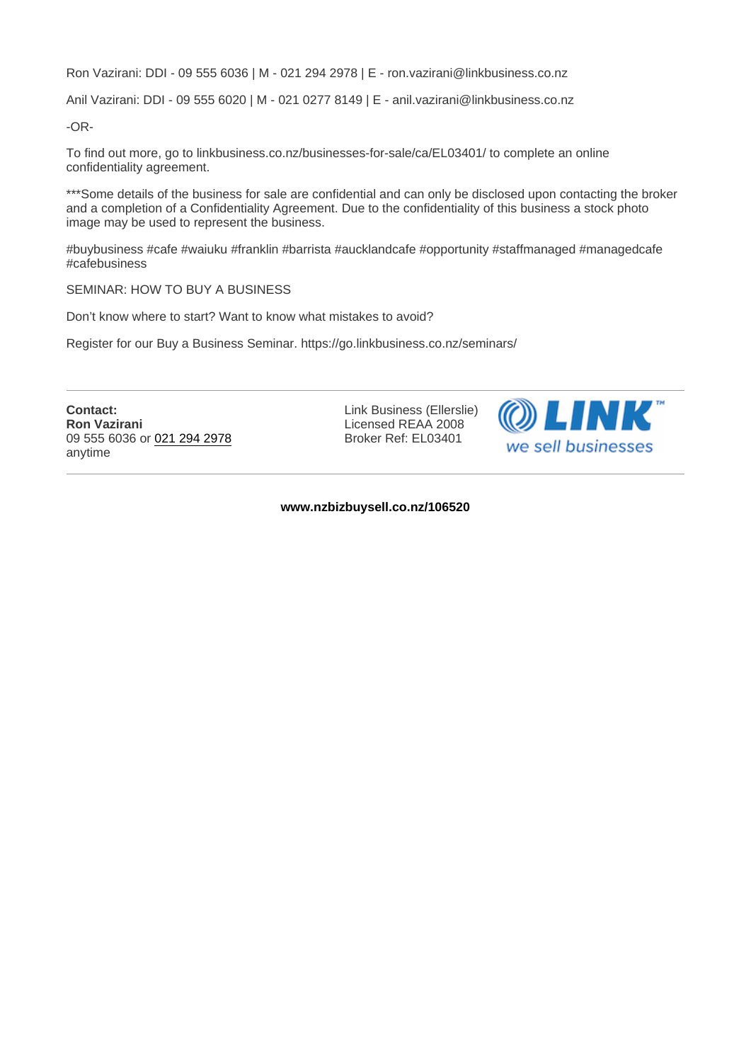Ron Vazirani: DDI - 09 555 6036 | M - 021 294 2978 | E - ron.vazirani@linkbusiness.co.nz

Anil Vazirani: DDI - 09 555 6020 | M - 021 0277 8149 | E - anil.vazirani@linkbusiness.co.nz

-OR-

To find out more, go to linkbusiness.co.nz/businesses-for-sale/ca/EL03401/ to complete an online confidentiality agreement.

***Some details of the business for sale are confidential and can only be disclosed upon contacting the broker and a completion of a Confidentiality Agreement. Due to the confidentiality of this business a stock photo image may be used to represent the business.

#buybusiness #cafe #waiuku #franklin #barrista #aucklandcafe #opportunity #staffmanaged #managedcafe #cafebusiness

SEMINAR: HOW TO BUY A BUSINESS

Don't know where to start? Want to know what mistakes to avoid?

Register for our Buy a Business Seminar. https://go.linkbusiness.co.nz/seminars/

---

**Contact:**
**Ron Vazirani**
09 555 6036 or 021 294 2978
anytime

Link Business (Ellerslie)
Licensed REAA 2008
Broker Ref: EL03401

LINK™ we sell businesses

---

**www.nzbizbuysell.co.nz/106520**